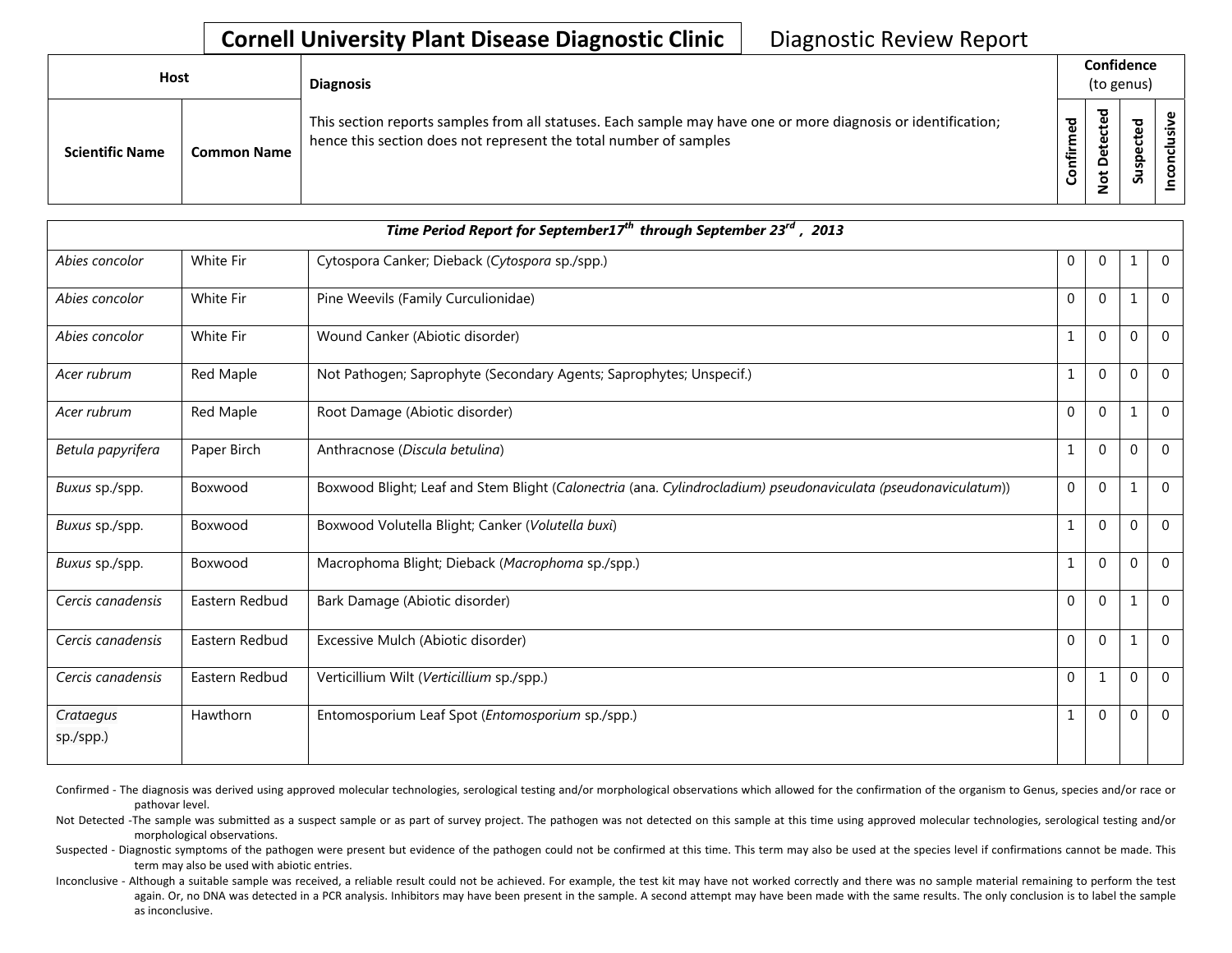# Cornell University Plant Disease Diagnostic Clinic

Diagnostic Review Report

| Host | | Diagnosis | Confidence (to genus) | | | |
|---|---|---|---|---|---|---|
| **Scientific Name** | **Common Name** | This section reports samples from all statuses. Each sample may have one or more diagnosis or identification; hence this section does not represent the total number of samples | **Confirmed** | **Not Detected** | **Suspected** | **Inconclusive** |
| ***Time Period Report for September17th through September 23rd , 2013*** | | | | | | |
| *Abies concolor* | White Fir | Cytospora Canker; Dieback (*Cytospora* sp./spp.) | 0 | 0 | 1 | 0 |
| *Abies concolor* | White Fir | Pine Weevils (Family Curculionidae) | 0 | 0 | 1 | 0 |
| *Abies concolor* | White Fir | Wound Canker (Abiotic disorder) | 1 | 0 | 0 | 0 |
| *Acer rubrum* | Red Maple | Not Pathogen; Saprophyte (Secondary Agents; Saprophytes; Unspecif.) | 1 | 0 | 0 | 0 |
| *Acer rubrum* | Red Maple | Root Damage (Abiotic disorder) | 0 | 0 | 1 | 0 |
| *Betula papyrifera* | Paper Birch | Anthracnose (*Discula betulina*) | 1 | 0 | 0 | 0 |
| *Buxus* sp./spp. | Boxwood | Boxwood Blight; Leaf and Stem Blight (*Calonectria* (ana. *Cylindrocladium) pseudonaviculata (pseudonaviculatum)*) | 0 | 0 | 1 | 0 |
| *Buxus* sp./spp. | Boxwood | Boxwood Volutella Blight; Canker (*Volutella buxi*) | 1 | 0 | 0 | 0 |
| *Buxus* sp./spp. | Boxwood | Macrophoma Blight; Dieback (*Macrophoma* sp./spp.) | 1 | 0 | 0 | 0 |
| *Cercis canadensis* | Eastern Redbud | Bark Damage (Abiotic disorder) | 0 | 0 | 1 | 0 |
| *Cercis canadensis* | Eastern Redbud | Excessive Mulch (Abiotic disorder) | 0 | 0 | 1 | 0 |
| *Cercis canadensis* | Eastern Redbud | Verticillium Wilt (*Verticillium* sp./spp.) | 0 | 1 | 0 | 0 |
| *Crataegus* sp./spp.) | Hawthorn | Entomosporium Leaf Spot (*Entomosporium* sp./spp.) | 1 | 0 | 0 | 0 |

Confirmed - The diagnosis was derived using approved molecular technologies, serological testing and/or morphological observations which allowed for the confirmation of the organism to Genus, species and/or race or pathovar level.

Not Detected -The sample was submitted as a suspect sample or as part of survey project. The pathogen was not detected on this sample at this time using approved molecular technologies, serological testing and/or morphological observations.

Suspected - Diagnostic symptoms of the pathogen were present but evidence of the pathogen could not be confirmed at this time. This term may also be used at the species level if confirmations cannot be made. This term may also be used with abiotic entries.

Inconclusive - Although a suitable sample was received, a reliable result could not be achieved. For example, the test kit may have not worked correctly and there was no sample material remaining to perform the test again. Or, no DNA was detected in a PCR analysis. Inhibitors may have been present in the sample. A second attempt may have been made with the same results. The only conclusion is to label the sample as inconclusive.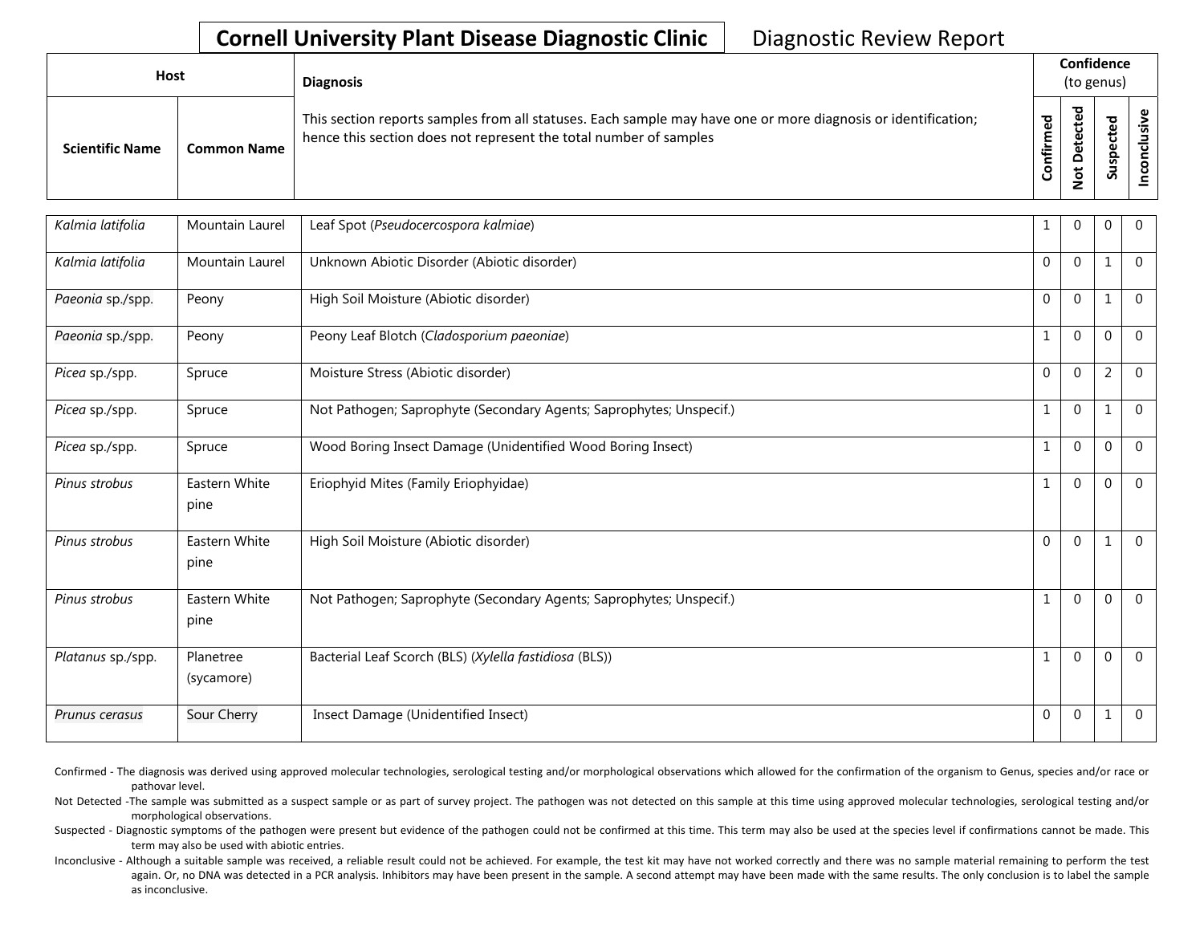**Cornell University Plant Disease Diagnostic Clinic** Diagnostic Review Report

| Host | | Diagnosis | Confidence (to genus) | | | |
|---|---|---|---|---|---|---|
| Scientific Name | Common Name | This section reports samples from all statuses. Each sample may have one or more diagnosis or identification; hence this section does not represent the total number of samples | Confirmed | Not Detected | Suspected | Inconclusive |
| *Kalmia latifolia* | Mountain Laurel | Leaf Spot (*Pseudocercospora kalmiae*) | 1 | 0 | 0 | 0 |
| *Kalmia latifolia* | Mountain Laurel | Unknown Abiotic Disorder (Abiotic disorder) | 0 | 0 | 1 | 0 |
| *Paeonia* sp./spp. | Peony | High Soil Moisture (Abiotic disorder) | 0 | 0 | 1 | 0 |
| *Paeonia* sp./spp. | Peony | Peony Leaf Blotch (*Cladosporium paeoniae*) | 1 | 0 | 0 | 0 |
| *Picea* sp./spp. | Spruce | Moisture Stress (Abiotic disorder) | 0 | 0 | 2 | 0 |
| *Picea* sp./spp. | Spruce | Not Pathogen; Saprophyte (Secondary Agents; Saprophytes; Unspecif.) | 1 | 0 | 1 | 0 |
| *Picea* sp./spp. | Spruce | Wood Boring Insect Damage (Unidentified Wood Boring Insect) | 1 | 0 | 0 | 0 |
| *Pinus strobus* | Eastern White pine | Eriophyid Mites (Family Eriophyidae) | 1 | 0 | 0 | 0 |
| *Pinus strobus* | Eastern White pine | High Soil Moisture (Abiotic disorder) | 0 | 0 | 1 | 0 |
| *Pinus strobus* | Eastern White pine | Not Pathogen; Saprophyte (Secondary Agents; Saprophytes; Unspecif.) | 1 | 0 | 0 | 0 |
| *Platanus* sp./spp. | Planetree (sycamore) | Bacterial Leaf Scorch (BLS) (*Xylella fastidiosa* (BLS)) | 1 | 0 | 0 | 0 |
| *Prunus cerasus* | Sour Cherry | Insect Damage (Unidentified Insect) | 0 | 0 | 1 | 0 |

Confirmed - The diagnosis was derived using approved molecular technologies, serological testing and/or morphological observations which allowed for the confirmation of the organism to Genus, species and/or race or pathovar level.

Not Detected -The sample was submitted as a suspect sample or as part of survey project. The pathogen was not detected on this sample at this time using approved molecular technologies, serological testing and/or morphological observations.

Suspected - Diagnostic symptoms of the pathogen were present but evidence of the pathogen could not be confirmed at this time. This term may also be used at the species level if confirmations cannot be made. This term may also be used with abiotic entries.

Inconclusive - Although a suitable sample was received, a reliable result could not be achieved. For example, the test kit may have not worked correctly and there was no sample material remaining to perform the test again. Or, no DNA was detected in a PCR analysis. Inhibitors may have been present in the sample. A second attempt may have been made with the same results. The only conclusion is to label the sample as inconclusive.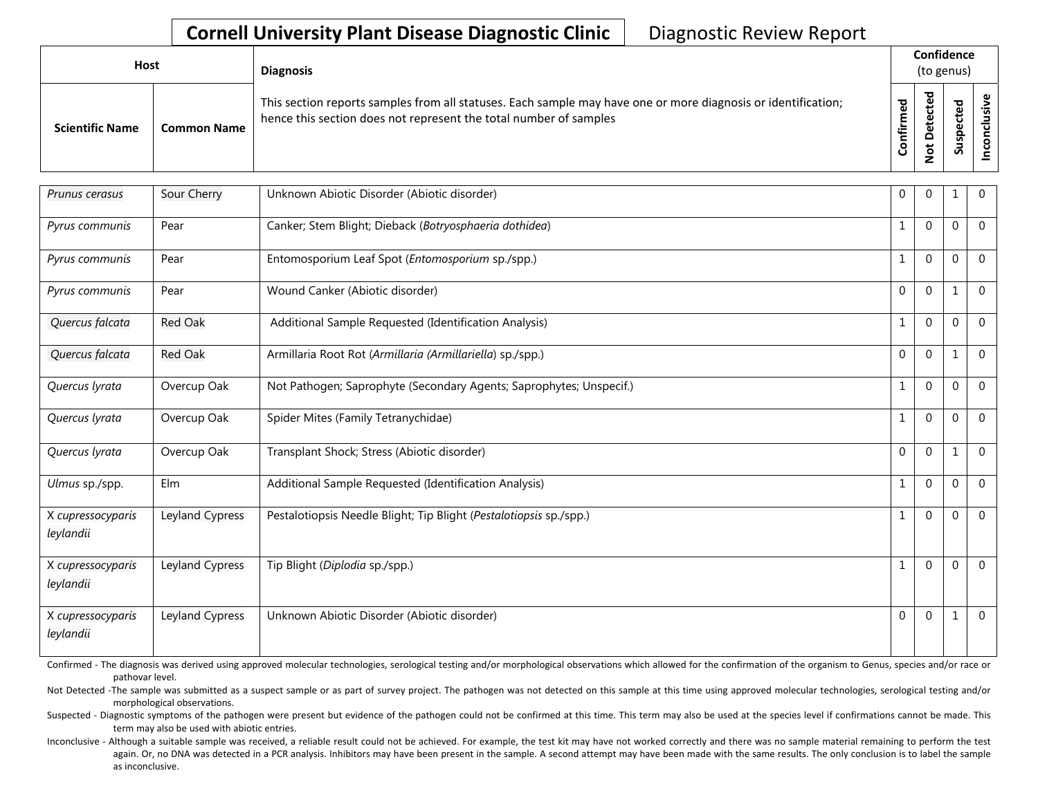**Cornell University Plant Disease Diagnostic Clinic** Diagnostic Review Report

| Host | | Diagnosis | Confidence (to genus) | | | |
|---|---|---|---|---|---|---|
| Scientific Name | Common Name | This section reports samples from all statuses. Each sample may have one or more diagnosis or identification; hence this section does not represent the total number of samples | Confirmed | Not Detected | Suspected | Inconclusive |
| *Prunus cerasus* | Sour Cherry | Unknown Abiotic Disorder (Abiotic disorder) | 0 | 0 | 1 | 0 |
| *Pyrus communis* | Pear | Canker; Stem Blight; Dieback (*Botryosphaeria dothidea*) | 1 | 0 | 0 | 0 |
| *Pyrus communis* | Pear | Entomosporium Leaf Spot (*Entomosporium* sp./spp.) | 1 | 0 | 0 | 0 |
| *Pyrus communis* | Pear | Wound Canker (Abiotic disorder) | 0 | 0 | 1 | 0 |
| *Quercus falcata* | Red Oak | Additional Sample Requested (Identification Analysis) | 1 | 0 | 0 | 0 |
| *Quercus falcata* | Red Oak | Armillaria Root Rot (*Armillaria (Armillariella)* sp./spp.) | 0 | 0 | 1 | 0 |
| *Quercus lyrata* | Overcup Oak | Not Pathogen; Saprophyte (Secondary Agents; Saprophytes; Unspecif.) | 1 | 0 | 0 | 0 |
| *Quercus lyrata* | Overcup Oak | Spider Mites (Family Tetranychidae) | 1 | 0 | 0 | 0 |
| *Quercus lyrata* | Overcup Oak | Transplant Shock; Stress (Abiotic disorder) | 0 | 0 | 1 | 0 |
| *Ulmus* sp./spp. | Elm | Additional Sample Requested (Identification Analysis) | 1 | 0 | 0 | 0 |
| X *cupressocyparis leylandii* | Leyland Cypress | Pestalotiopsis Needle Blight; Tip Blight (*Pestalotiopsis* sp./spp.) | 1 | 0 | 0 | 0 |
| X *cupressocyparis leylandii* | Leyland Cypress | Tip Blight (*Diplodia* sp./spp.) | 1 | 0 | 0 | 0 |
| X *cupressocyparis leylandii* | Leyland Cypress | Unknown Abiotic Disorder (Abiotic disorder) | 0 | 0 | 1 | 0 |

Confirmed - The diagnosis was derived using approved molecular technologies, serological testing and/or morphological observations which allowed for the confirmation of the organism to Genus, species and/or race or pathovar level.

Not Detected -The sample was submitted as a suspect sample or as part of survey project. The pathogen was not detected on this sample at this time using approved molecular technologies, serological testing and/or morphological observations.

Suspected - Diagnostic symptoms of the pathogen were present but evidence of the pathogen could not be confirmed at this time. This term may also be used at the species level if confirmations cannot be made. This term may also be used with abiotic entries.

Inconclusive - Although a suitable sample was received, a reliable result could not be achieved. For example, the test kit may have not worked correctly and there was no sample material remaining to perform the test again. Or, no DNA was detected in a PCR analysis. Inhibitors may have been present in the sample. A second attempt may have been made with the same results. The only conclusion is to label the sample as inconclusive.